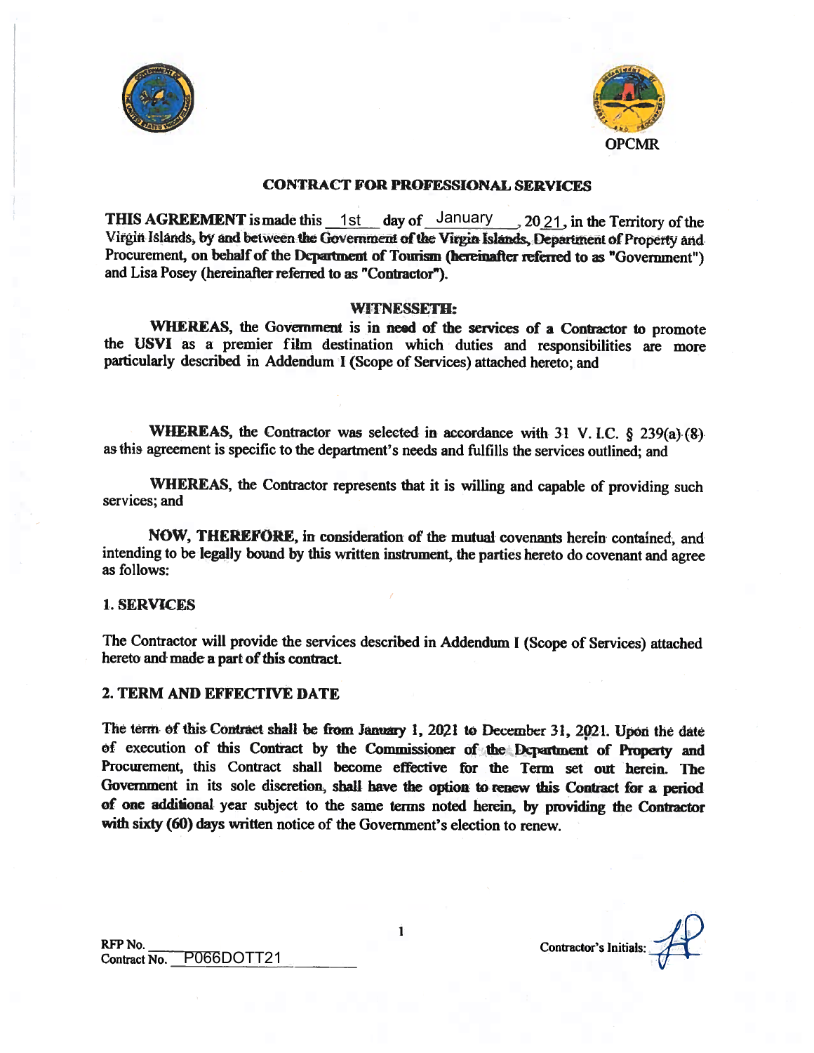OPCMR

# CONTRACT FOR PROFESSIONAL SERVICES

**THIS AGREEMENT** is made this 1st day of January, 2021, in the Territory of the Virgin Islands, by and between the Government of the Virgin Islands, Department of Property and Procurement, on behalf of the Department of Tourism (hereinafter referred to as "Government") and Lisa Posey (hereinafter referred to as "Contractor").

**WITNESSETH:**

**WHEREAS**, the Government is in need of the services of a Contractor to promote the **USVI** as a premier film destination which duties and responsibilities are more particularly described in Addendum I (Scope of Services) attached hereto; and

**WHEREAS**, the Contractor was selected in accordance with 31 V. I.C. § 239(a) (8) as this agreement is specific to the department's needs and fulfills the services outlined; and

**WHEREAS**, the Contractor represents that it is willing and capable of providing such services; and

**NOW, THEREFORE**, in consideration of the mutual covenants herein contained, and intending to be legally bound by this written instrument, the parties hereto do covenant and agree as follows:

**1. SERVICES**

The Contractor will provide the services described in Addendum I (Scope of Services) attached hereto and made a part of this contract.

**2. TERM AND EFFECTIVE DATE**

The term of this Contract shall be from January 1, 2021 to December 31, 2021. Upon the date of execution of this Contract by the Commissioner of the Department of Property and Procurement, this Contract shall become effective for the Term set out herein. The Government in its sole discretion, shall have the option to renew this Contract for a period of one additional year subject to the same terms noted herein, by providing the Contractor with sixty (60) days written notice of the Government's election to renew.

RFP No. ______
Contract No. P066DOTT21

Contractor's Initials: LP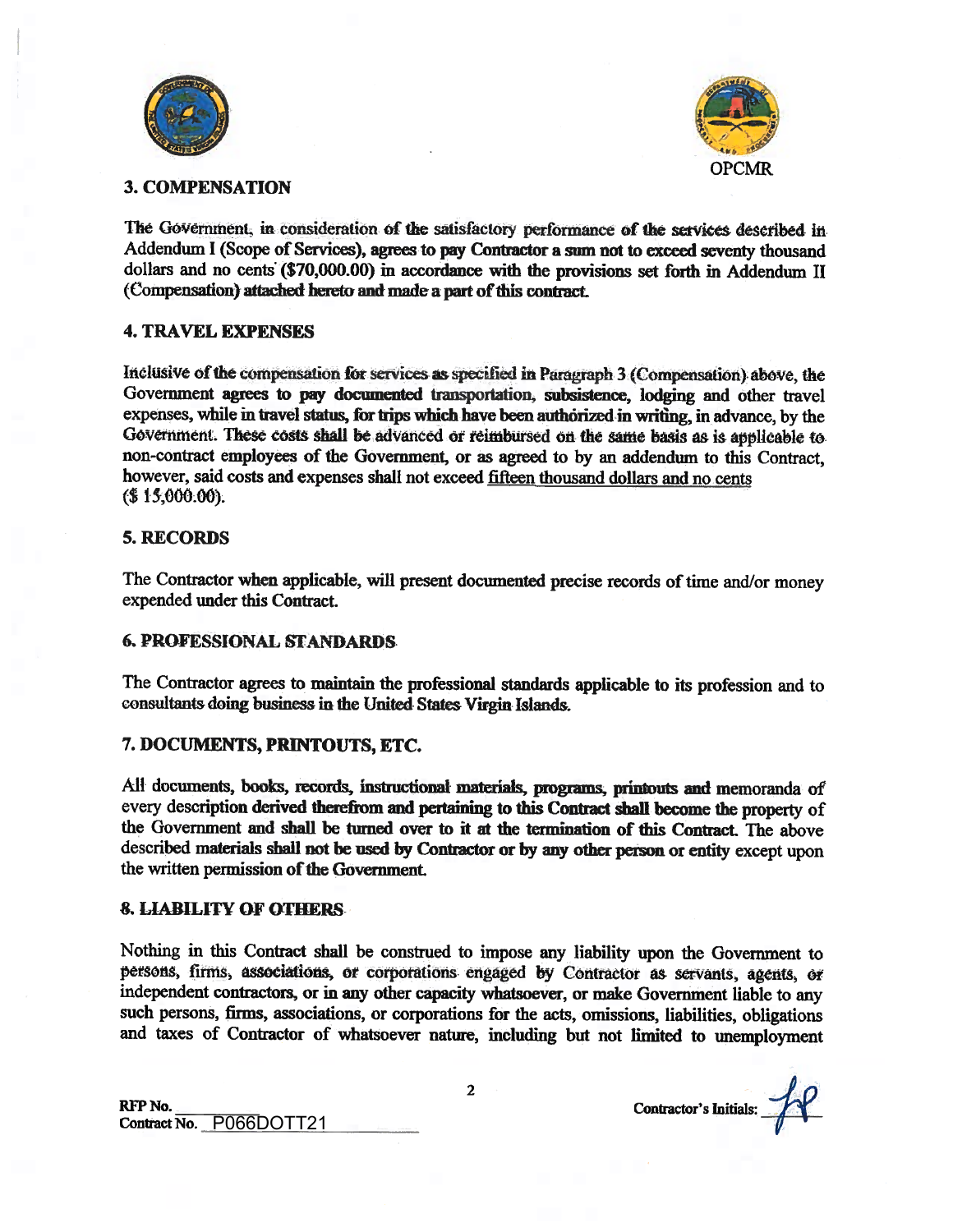OPCMR

## 3. COMPENSATION

The Government, in consideration of the satisfactory performance of the services described in Addendum I (Scope of Services), agrees to pay Contractor a sum not to exceed seventy thousand dollars and no cents ($70,000.00) in accordance with the provisions set forth in Addendum II (Compensation) attached hereto and made a part of this contract.

## 4. TRAVEL EXPENSES

Inclusive of the compensation for services as specified in Paragraph 3 (Compensation) above, the Government agrees to pay documented transportation, subsistence, lodging and other travel expenses, while in travel status, for trips which have been authorized in writing, in advance, by the Government. These costs shall be advanced or reimbursed on the same basis as is applicable to non-contract employees of the Government, or as agreed to by an addendum to this Contract, however, said costs and expenses shall not exceed fifteen thousand dollars and no cents ($ 15,000.00).

## 5. RECORDS

The Contractor when applicable, will present documented precise records of time and/or money expended under this Contract.

## 6. PROFESSIONAL STANDARDS

The Contractor agrees to maintain the professional standards applicable to its profession and to consultants doing business in the United States Virgin Islands.

## 7. DOCUMENTS, PRINTOUTS, ETC.

All documents, books, records, instructional materials, programs, printouts and memoranda of every description derived therefrom and pertaining to this Contract shall become the property of the Government and shall be turned over to it at the termination of this Contract. The above described materials shall not be used by Contractor or by any other person or entity except upon the written permission of the Government.

## 8. LIABILITY OF OTHERS

Nothing in this Contract shall be construed to impose any liability upon the Government to persons, firms, associations, or corporations engaged by Contractor as servants, agents, or independent contractors, or in any other capacity whatsoever, or make Government liable to any such persons, firms, associations, or corporations for the acts, omissions, liabilities, obligations and taxes of Contractor of whatsoever nature, including but not limited to unemployment

RFP No. \_\_\_\_\_\_
Contract No. P066DOTT21

Contractor's Initials: JP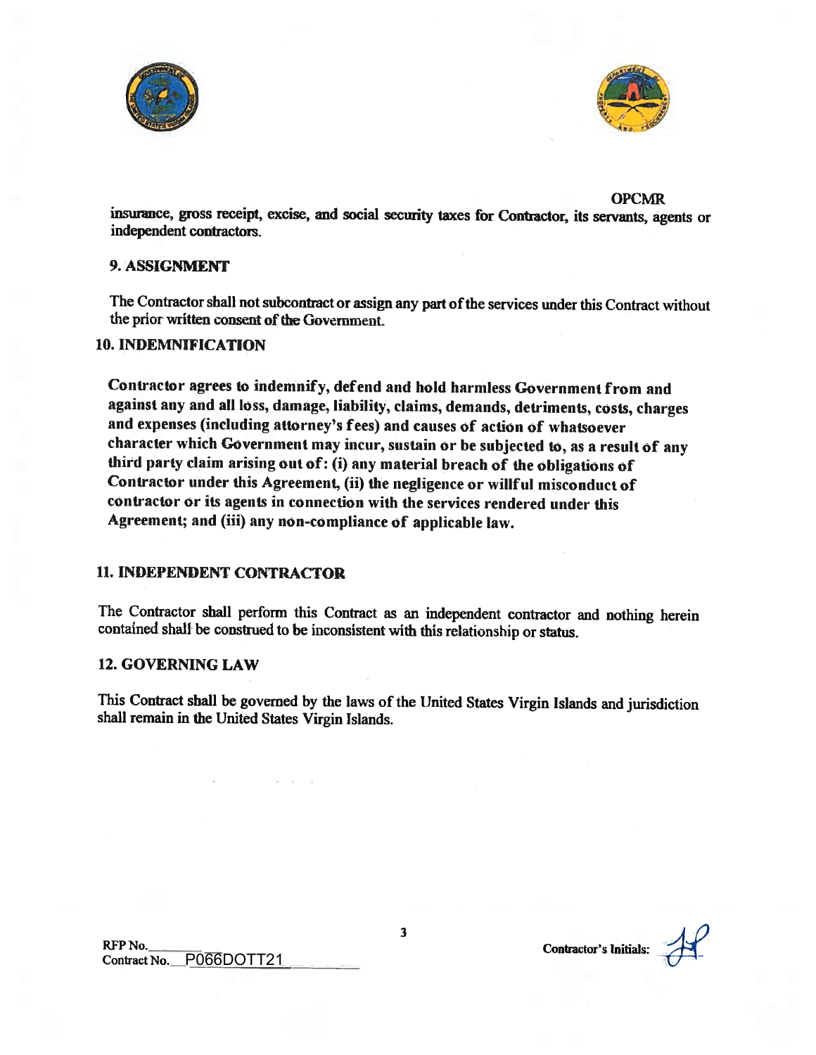insurance, gross receipt, excise, and social security taxes for Contractor, its servants, agents or independent contractors.

## 9. ASSIGNMENT

The Contractor shall not subcontract or assign any part of the services under this Contract without the prior written consent of the Government.

## 10. INDEMNIFICATION

Contractor agrees to indemnify, defend and hold harmless Government from and against any and all loss, damage, liability, claims, demands, detriments, costs, charges and expenses (including attorney's fees) and causes of action of whatsoever character which Government may incur, sustain or be subjected to, as a result of any third party claim arising out of: (i) any material breach of the obligations of Contractor under this Agreement, (ii) the negligence or willful misconduct of contractor or its agents in connection with the services rendered under this Agreement; and (iii) any non-compliance of applicable law.

## 11. INDEPENDENT CONTRACTOR

The Contractor shall perform this Contract as an independent contractor and nothing herein contained shall be construed to be inconsistent with this relationship or status.

## 12. GOVERNING LAW

This Contract shall be governed by the laws of the United States Virgin Islands and jurisdiction shall remain in the United States Virgin Islands.

RFP No.\_\_\_\_\_\_\_
Contract No. P066DOTT21

Contractor's Initials: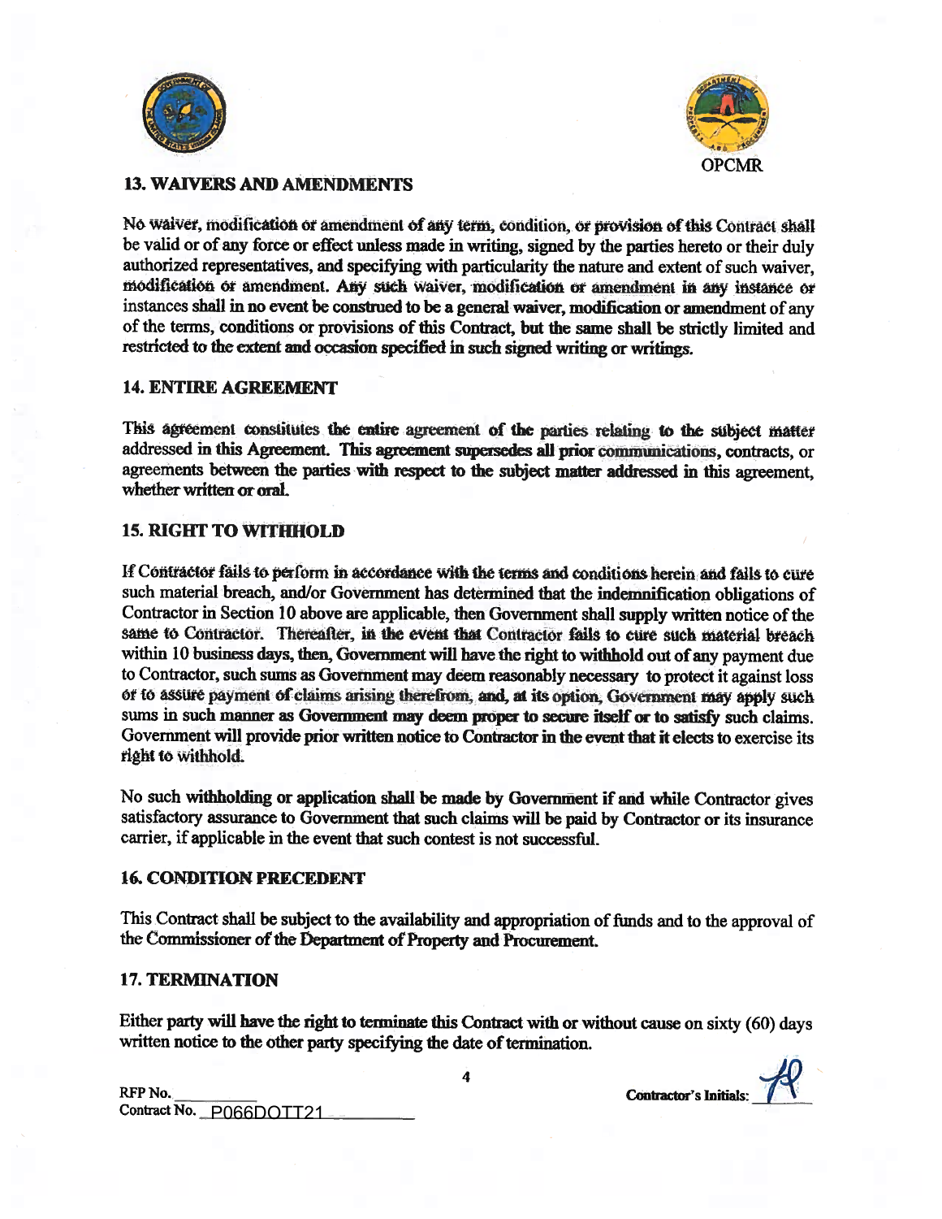OPCMR

## 13. WAIVERS AND AMENDMENTS

No waiver, modification or amendment of any term, condition, or provision of this Contract shall be valid or of any force or effect unless made in writing, signed by the parties hereto or their duly authorized representatives, and specifying with particularity the nature and extent of such waiver, modification or amendment. Any such waiver, modification or amendment in any instance or instances shall in no event be construed to be a general waiver, modification or amendment of any of the terms, conditions or provisions of this Contract, but the same shall be strictly limited and restricted to the extent and occasion specified in such signed writing or writings.

## 14. ENTIRE AGREEMENT

This agreement constitutes the entire agreement of the parties relating to the subject matter addressed in this Agreement. This agreement supersedes all prior communications, contracts, or agreements between the parties with respect to the subject matter addressed in this agreement, whether written or oral.

## 15. RIGHT TO WITHHOLD

If Contractor fails to perform in accordance with the terms and conditions herein and fails to cure such material breach, and/or Government has determined that the indemnification obligations of Contractor in Section 10 above are applicable, then Government shall supply written notice of the same to Contractor. Thereafter, in the event that Contractor fails to cure such material breach within 10 business days, then, Government will have the right to withhold out of any payment due to Contractor, such sums as Government may deem reasonably necessary to protect it against loss or to assure payment of claims arising therefrom, and, at its option, Government may apply such sums in such manner as Government may deem proper to secure itself or to satisfy such claims. Government will provide prior written notice to Contractor in the event that it elects to exercise its right to withhold.

No such withholding or application shall be made by Government if and while Contractor gives satisfactory assurance to Government that such claims will be paid by Contractor or its insurance carrier, if applicable in the event that such contest is not successful.

## 16. CONDITION PRECEDENT

This Contract shall be subject to the availability and appropriation of funds and to the approval of the Commissioner of the Department of Property and Procurement.

## 17. TERMINATION

Either party will have the right to terminate this Contract with or without cause on sixty (60) days written notice to the other party specifying the date of termination.

RFP No. ________
Contract No. P066DOTT21

Contractor's Initials: ________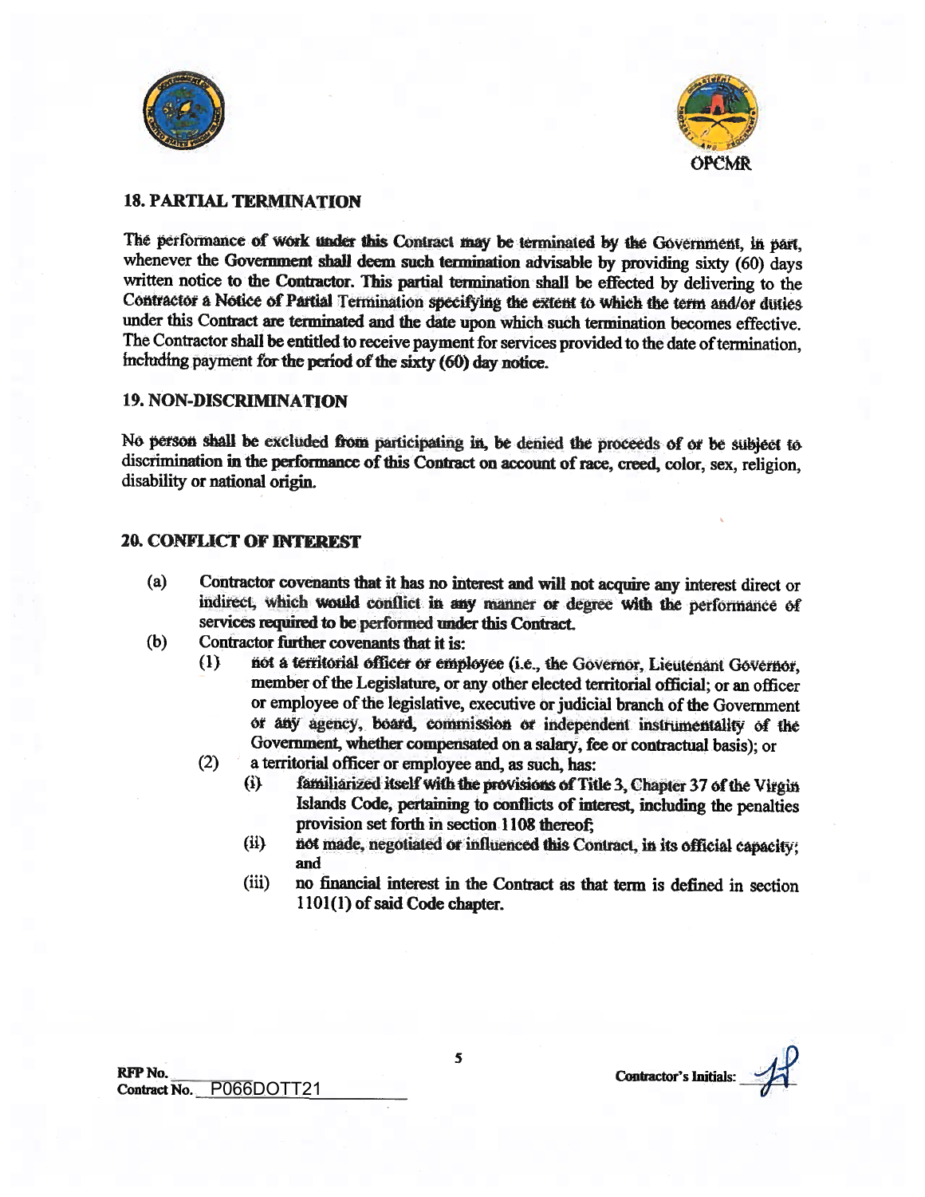## 18. PARTIAL TERMINATION

The performance of work under this Contract may be terminated by the Government, in part, whenever the Government shall deem such termination advisable by providing sixty (60) days written notice to the Contractor. This partial termination shall be effected by delivering to the Contractor a Notice of Partial Termination specifying the extent to which the term and/or duties under this Contract are terminated and the date upon which such termination becomes effective. The Contractor shall be entitled to receive payment for services provided to the date of termination, including payment for the period of the sixty (60) day notice.

## 19. NON-DISCRIMINATION

No person shall be excluded from participating in, be denied the proceeds of or be subject to discrimination in the performance of this Contract on account of race, creed, color, sex, religion, disability or national origin.

## 20. CONFLICT OF INTEREST

(a) Contractor covenants that it has no interest and will not acquire any interest direct or indirect, which would conflict in any manner or degree with the performance of services required to be performed under this Contract.

(b) Contractor further covenants that it is:

(1) not a territorial officer or employee (i.e., the Governor, Lieutenant Governor, member of the Legislature, or any other elected territorial official; or an officer or employee of the legislative, executive or judicial branch of the Government or any agency, board, commission or independent instrumentality of the Government, whether compensated on a salary, fee or contractual basis); or

(2) a territorial officer or employee and, as such, has:

(i) familiarized itself with the provisions of Title 3, Chapter 37 of the Virgin Islands Code, pertaining to conflicts of interest, including the penalties provision set forth in section 1108 thereof;

(ii) not made, negotiated or influenced this Contract, in its official capacity; and

(iii) no financial interest in the Contract as that term is defined in section 1101(1) of said Code chapter.

RFP No. ______
Contract No. P066DOTT21

Contractor's Initials: ______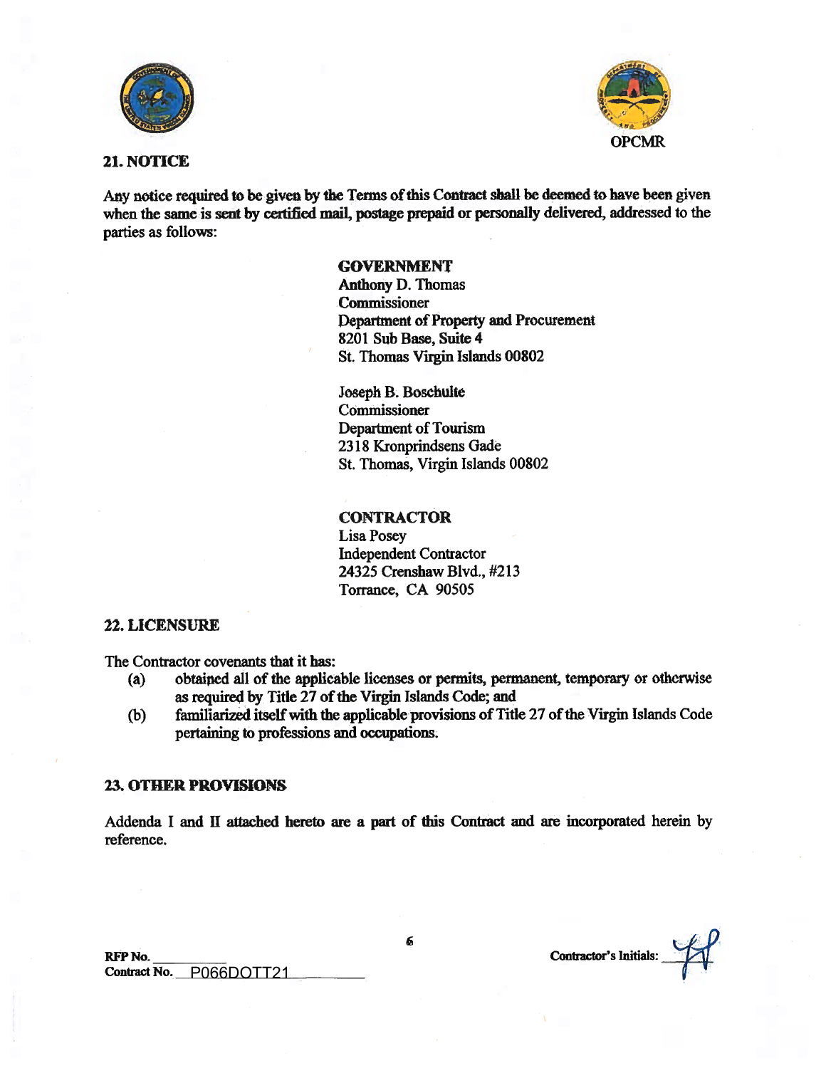OPCMR

## 21. NOTICE

Any notice required to be given by the Terms of this Contract shall be deemed to have been given when the same is sent by certified mail, postage prepaid or personally delivered, addressed to the parties as follows:

**GOVERNMENT**
Anthony D. Thomas
Commissioner
Department of Property and Procurement
8201 Sub Base, Suite 4
St. Thomas Virgin Islands 00802

Joseph B. Boschulte
Commissioner
Department of Tourism
2318 Kronprindsens Gade
St. Thomas, Virgin Islands 00802

**CONTRACTOR**
Lisa Posey
Independent Contractor
24325 Crenshaw Blvd., #213
Torrance, CA 90505

## 22. LICENSURE

The Contractor covenants that it has:

(a) obtained all of the applicable licenses or permits, permanent, temporary or otherwise as required by Title 27 of the Virgin Islands Code; and

(b) familiarized itself with the applicable provisions of Title 27 of the Virgin Islands Code pertaining to professions and occupations.

## 23. OTHER PROVISIONS

Addenda I and II attached hereto are a part of this Contract and are incorporated herein by reference.

RFP No. ________
Contract No. P066DOTT21

Contractor's Initials: LP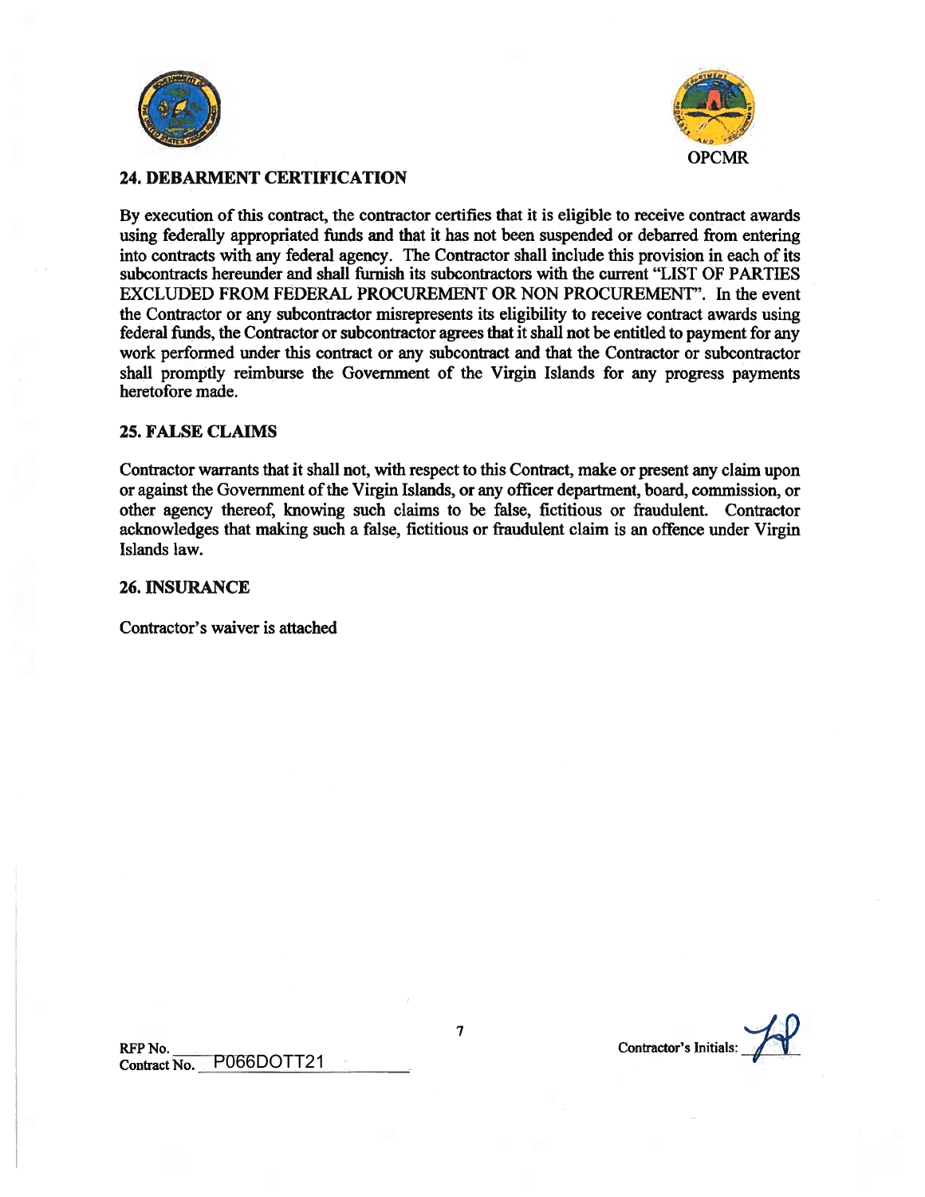OPCMR

## 24. DEBARMENT CERTIFICATION

By execution of this contract, the contractor certifies that it is eligible to receive contract awards using federally appropriated funds and that it has not been suspended or debarred from entering into contracts with any federal agency. The Contractor shall include this provision in each of its subcontracts hereunder and shall furnish its subcontractors with the current "LIST OF PARTIES EXCLUDED FROM FEDERAL PROCUREMENT OR NON PROCUREMENT". In the event the Contractor or any subcontractor misrepresents its eligibility to receive contract awards using federal funds, the Contractor or subcontractor agrees that it shall not be entitled to payment for any work performed under this contract or any subcontract and that the Contractor or subcontractor shall promptly reimburse the Government of the Virgin Islands for any progress payments heretofore made.

## 25. FALSE CLAIMS

Contractor warrants that it shall not, with respect to this Contract, make or present any claim upon or against the Government of the Virgin Islands, or any officer department, board, commission, or other agency thereof, knowing such claims to be false, fictitious or fraudulent. Contractor acknowledges that making such a false, fictitious or fraudulent claim is an offence under Virgin Islands law.

## 26. INSURANCE

Contractor's waiver is attached

RFP No. ______
Contract No. P066DOTT21

Contractor's Initials: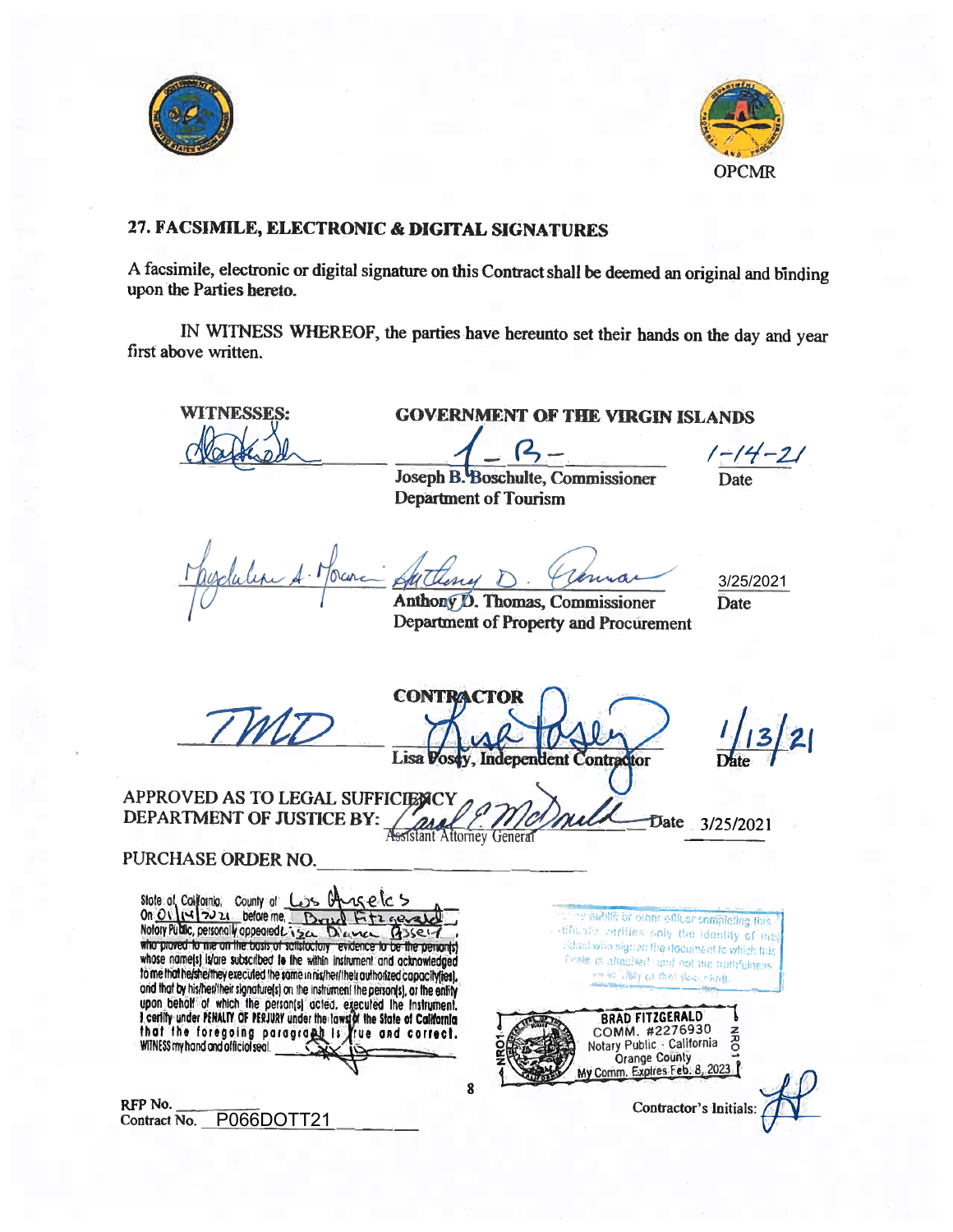OPCMR

## 27. FACSIMILE, ELECTRONIC & DIGITAL SIGNATURES

A facsimile, electronic or digital signature on this Contract shall be deemed an original and binding upon the Parties hereto.

IN WITNESS WHEREOF, the parties have hereunto set their hands on the day and year first above written.

**WITNESSES:** **GOVERNMENT OF THE VIRGIN ISLANDS**

Joseph B. Boschulte, Commissioner
Department of Tourism

1-14-21
Date

Anthony D. Thomas, Commissioner
Department of Property and Procurement

3/25/2021
Date

**CONTRACTOR**

TMD

Lisa Posey, Independent Contractor

1/13/21
Date

APPROVED AS TO LEGAL SUFFICIENCY
DEPARTMENT OF JUSTICE BY: ____________ Date 3/25/2021
Assistant Attorney General

PURCHASE ORDER NO. ____________

State of California, County of Los Angeles
On 01/14/2021 before me, Brad Fitzgerald, Notary Public, personally appeared Lisa Diane Posey, who proved to me on the basis of satisfactory evidence to be the person(s) whose name(s) is/are subscribed to the within instrument and acknowledged to me that he/she/they executed the same in his/her/their authorized capacity(ies), and that by his/her/their signature(s) on the instrument the person(s), or the entity upon behalf of which the person(s) acted, executed the instrument.
I certify under PENALTY OF PERJURY under the laws of the State of California that the foregoing paragraph is true and correct.
WITNESS my hand and official seal.

A notary public or other officer completing this certificate verifies only the identity of the individual who signed the document to which this certificate is attached, and not the truthfulness, accuracy, or validity of that document.

BRAD FITZGERALD
COMM. #2276930
Notary Public - California
Orange County
My Comm. Expires Feb. 8, 2023

RFP No. ____________
Contract No. P066DOTT21

Contractor's Initials: LP